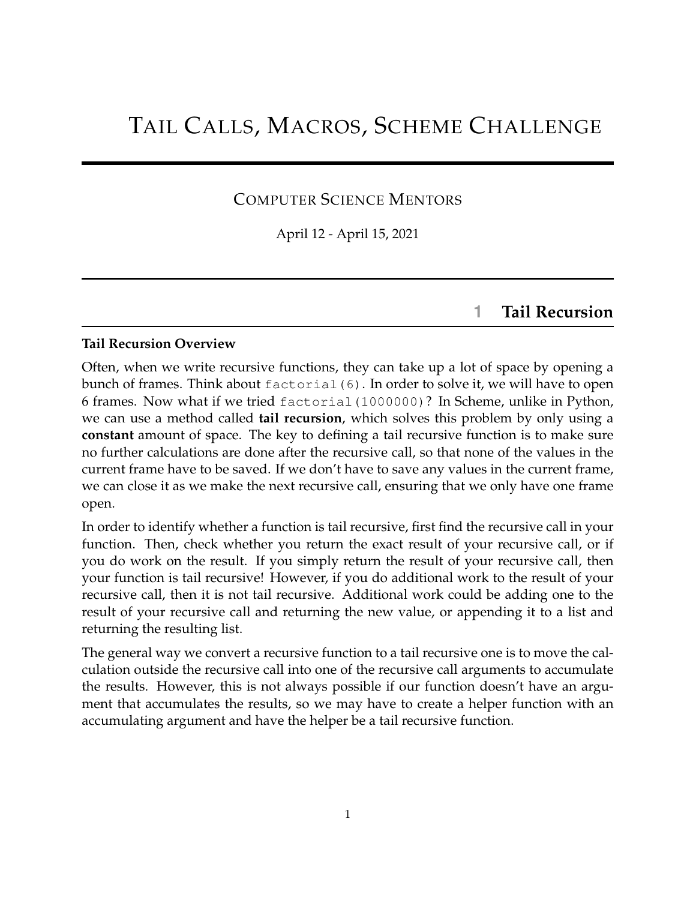# Tail Calls, Macros, Scheme Challenge

Computer Science Mentors

April 12 - April 15, 2021

## 1 Tail Recursion

**Tail Recursion Overview**

Often, when we write recursive functions, they can take up a lot of space by opening a bunch of frames. Think about `factorial(6)`. In order to solve it, we will have to open 6 frames. Now what if we tried `factorial(1000000)`? In Scheme, unlike in Python, we can use a method called **tail recursion**, which solves this problem by only using a **constant** amount of space. The key to defining a tail recursive function is to make sure no further calculations are done after the recursive call, so that none of the values in the current frame have to be saved. If we don't have to save any values in the current frame, we can close it as we make the next recursive call, ensuring that we only have one frame open.

In order to identify whether a function is tail recursive, first find the recursive call in your function. Then, check whether you return the exact result of your recursive call, or if you do work on the result. If you simply return the result of your recursive call, then your function is tail recursive! However, if you do additional work to the result of your recursive call, then it is not tail recursive. Additional work could be adding one to the result of your recursive call and returning the new value, or appending it to a list and returning the resulting list.

The general way we convert a recursive function to a tail recursive one is to move the calculation outside the recursive call into one of the recursive call arguments to accumulate the results. However, this is not always possible if our function doesn't have an argument that accumulates the results, so we may have to create a helper function with an accumulating argument and have the helper be a tail recursive function.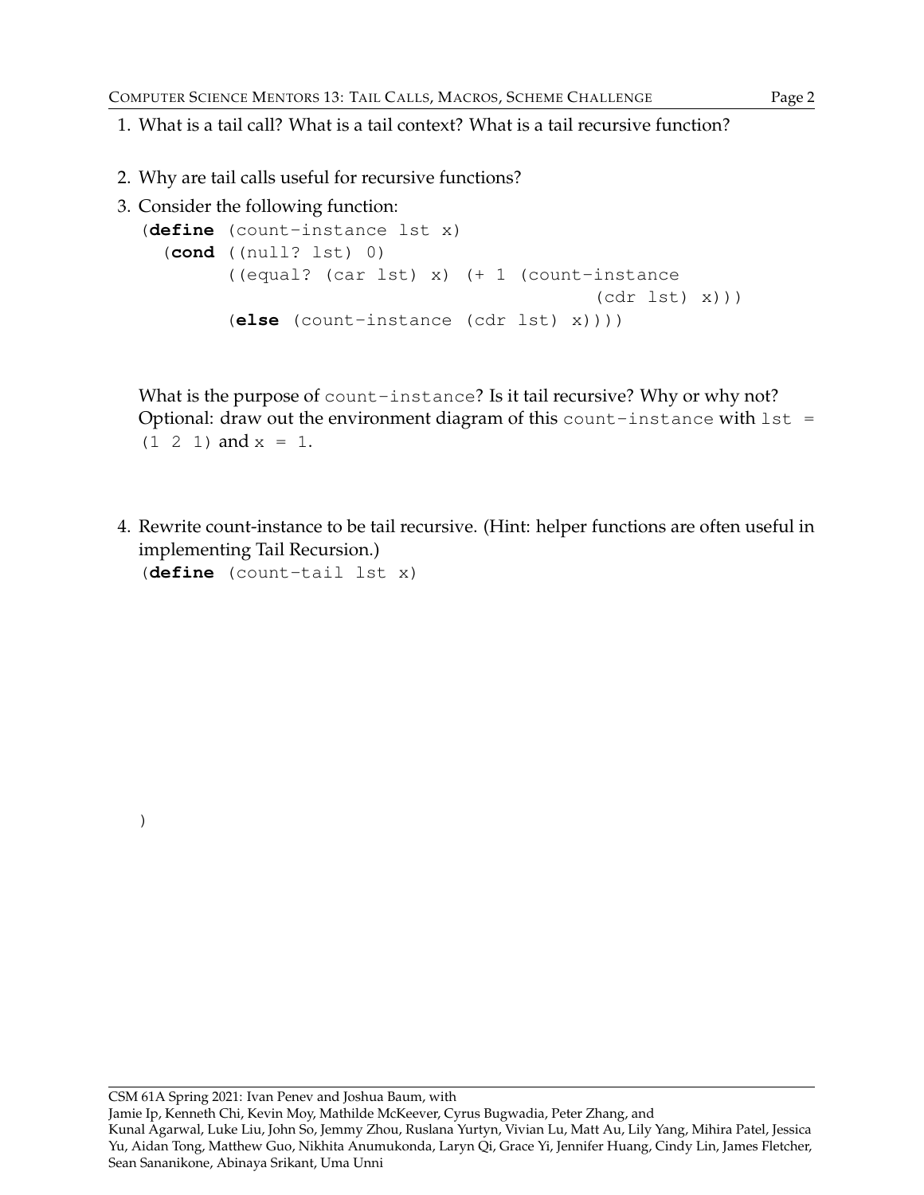1. What is a tail call? What is a tail context? What is a tail recursive function?

2. Why are tail calls useful for recursive functions?

3. Consider the following function:

```
(define (count-instance lst x)
  (cond ((null? lst) 0)
        ((equal? (car lst) x) (+ 1 (count-instance
                                         (cdr lst) x)))
        (else (count-instance (cdr lst) x))))
```

   What is the purpose of `count-instance`? Is it tail recursive? Why or why not? Optional: draw out the environment diagram of this `count-instance` with `lst = (1 2 1)` and `x = 1`.

4. Rewrite count-instance to be tail recursive. (Hint: helper functions are often useful in implementing Tail Recursion.)

```
(define (count-tail lst x)




)
```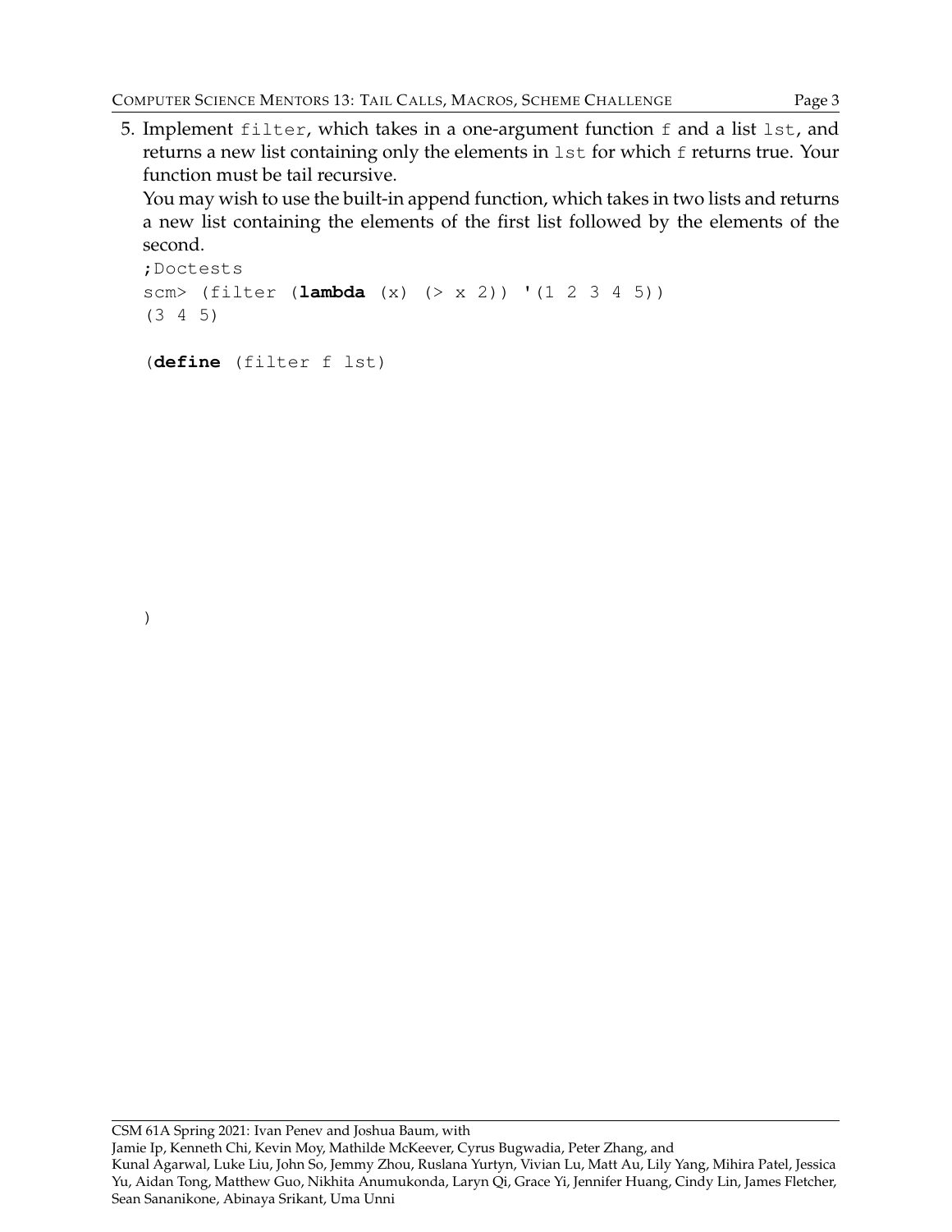5. Implement `filter`, which takes in a one-argument function `f` and a list `lst`, and returns a new list containing only the elements in `lst` for which `f` returns true. Your function must be tail recursive.

   You may wish to use the built-in append function, which takes in two lists and returns a new list containing the elements of the first list followed by the elements of the second.

```
;Doctests
scm> (filter (lambda (x) (> x 2)) '(1 2 3 4 5))
(3 4 5)

(define (filter f lst)








)
```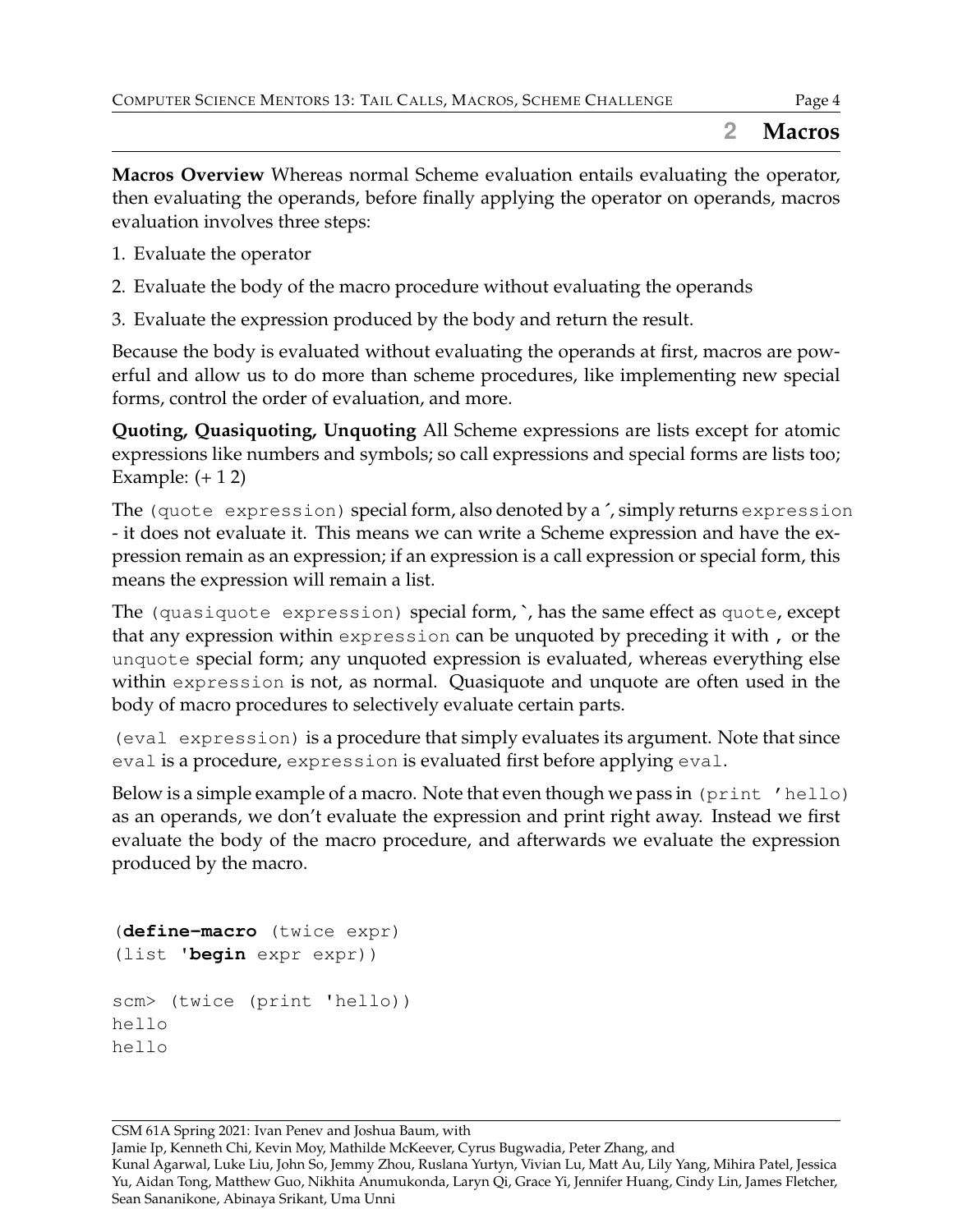## 2 Macros

**Macros Overview** Whereas normal Scheme evaluation entails evaluating the operator, then evaluating the operands, before finally applying the operator on operands, macros evaluation involves three steps:

1. Evaluate the operator
2. Evaluate the body of the macro procedure without evaluating the operands
3. Evaluate the expression produced by the body and return the result.

Because the body is evaluated without evaluating the operands at first, macros are powerful and allow us to do more than scheme procedures, like implementing new special forms, control the order of evaluation, and more.

**Quoting, Quasiquoting, Unquoting** All Scheme expressions are lists except for atomic expressions like numbers and symbols; so call expressions and special forms are lists too; Example: (+ 1 2)

The `(quote expression)` special form, also denoted by a ', simply returns `expression` - it does not evaluate it. This means we can write a Scheme expression and have the expression remain as an expression; if an expression is a call expression or special form, this means the expression will remain a list.

The `(quasiquote expression)` special form, `, has the same effect as `quote`, except that any expression within `expression` can be unquoted by preceding it with `,` or the `unquote` special form; any unquoted expression is evaluated, whereas everything else within `expression` is not, as normal. Quasiquote and unquote are often used in the body of macro procedures to selectively evaluate certain parts.

`(eval expression)` is a procedure that simply evaluates its argument. Note that since `eval` is a procedure, `expression` is evaluated first before applying `eval`.

Below is a simple example of a macro. Note that even though we pass in `(print 'hello)` as an operands, we don't evaluate the expression and print right away. Instead we first evaluate the body of the macro procedure, and afterwards we evaluate the expression produced by the macro.

```
(define-macro (twice expr)
(list 'begin expr expr))

scm> (twice (print 'hello))
hello
hello
```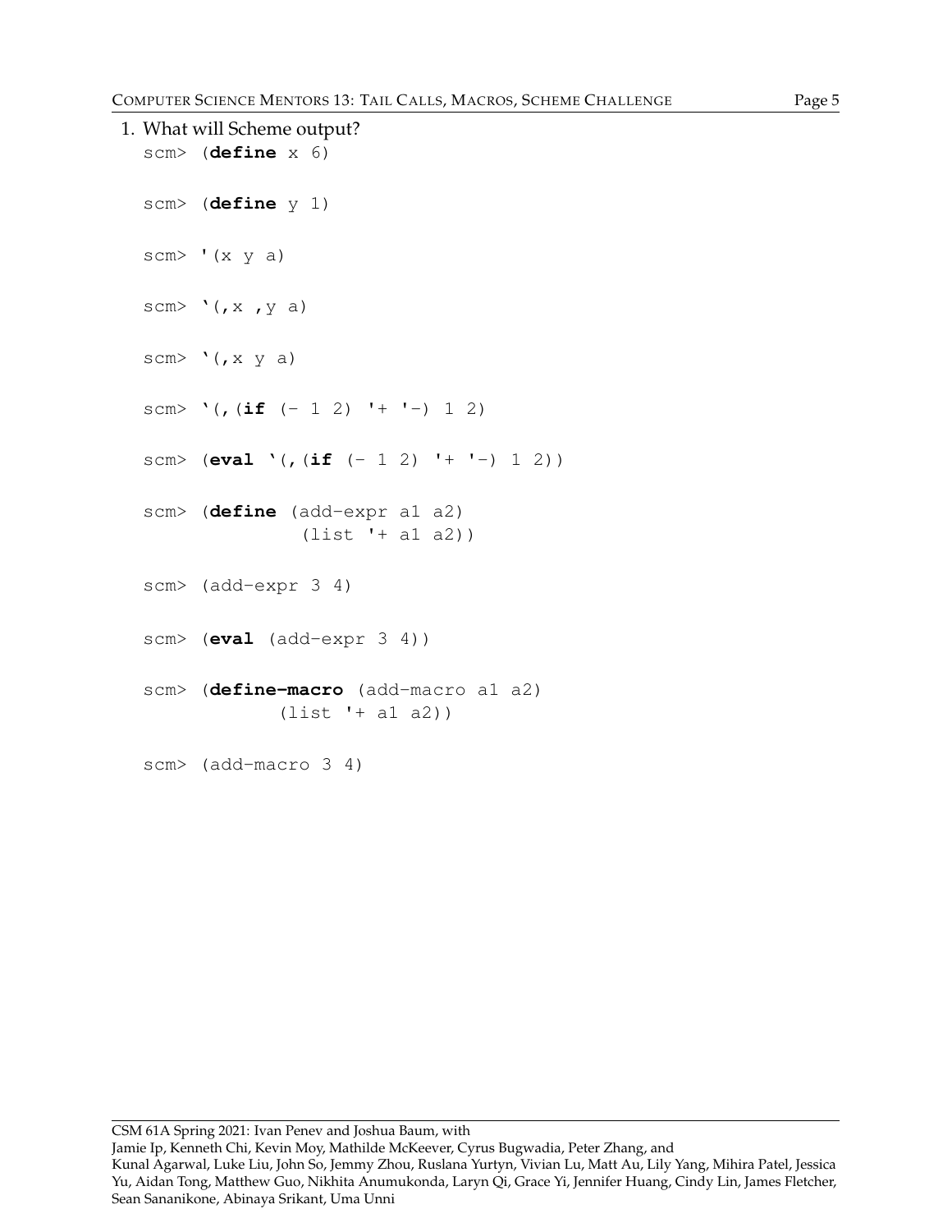1. What will Scheme output?

```
scm> (define x 6)

scm> (define y 1)

scm> '(x y a)

scm> `(,x ,y a)

scm> `(,x y a)

scm> `(,(if (- 1 2) '+ '-) 1 2)

scm> (eval `(,(if (- 1 2) '+ '-) 1 2))

scm> (define (add-expr a1 a2)
            (list '+ a1 a2))

scm> (add-expr 3 4)

scm> (eval (add-expr 3 4))

scm> (define-macro (add-macro a1 a2)
           (list '+ a1 a2))

scm> (add-macro 3 4)
```

CSM 61A Spring 2021: Ivan Penev and Joshua Baum, with
Jamie Ip, Kenneth Chi, Kevin Moy, Mathilde McKeever, Cyrus Bugwadia, Peter Zhang, and
Kunal Agarwal, Luke Liu, John So, Jemmy Zhou, Ruslana Yurtyn, Vivian Lu, Matt Au, Lily Yang, Mihira Patel, Jessica Yu, Aidan Tong, Matthew Guo, Nikhita Anumukonda, Laryn Qi, Grace Yi, Jennifer Huang, Cindy Lin, James Fletcher, Sean Sananikone, Abinaya Srikant, Uma Unni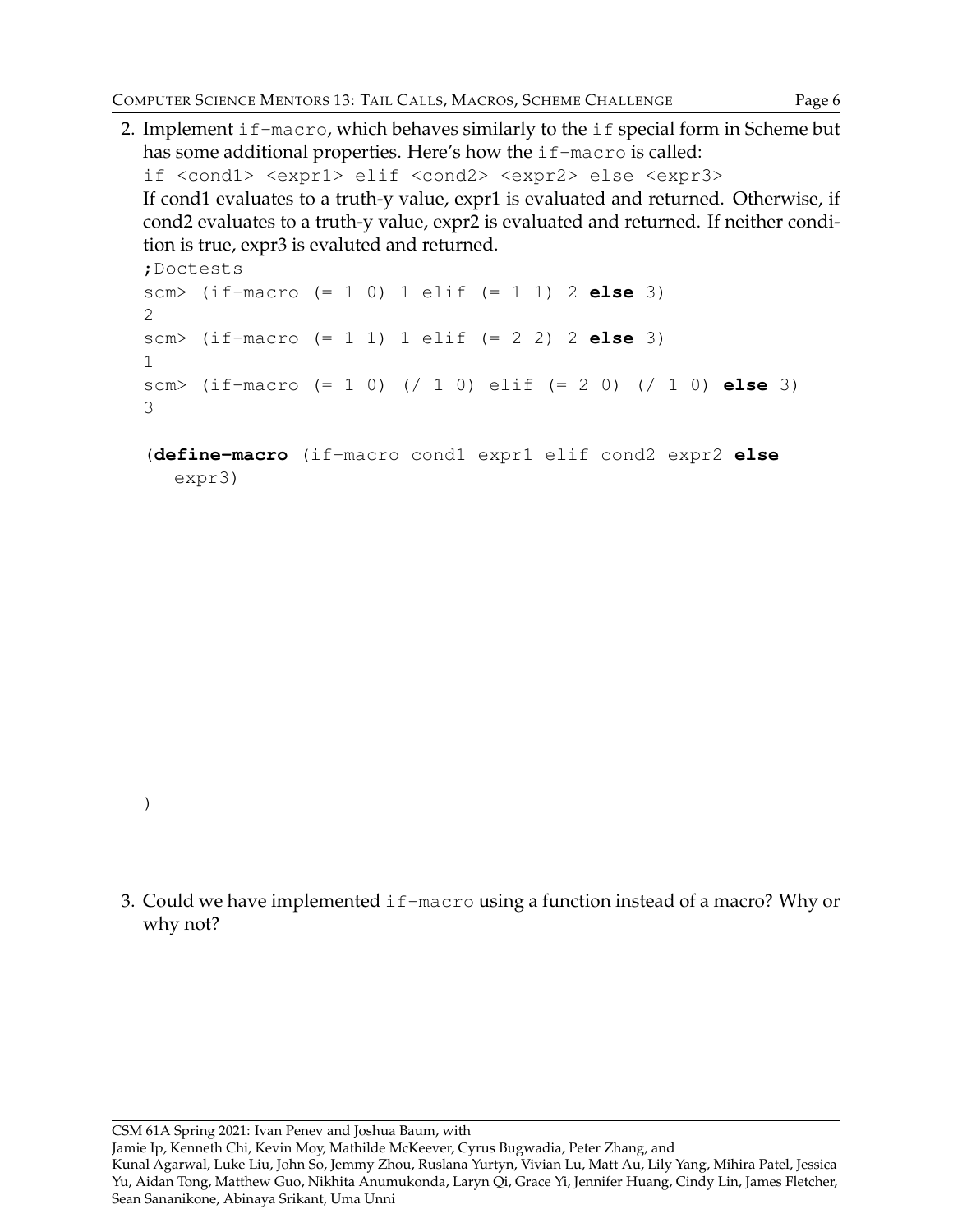2. Implement `if-macro`, which behaves similarly to the `if` special form in Scheme but has some additional properties. Here's how the `if-macro` is called:

   `if <cond1> <expr1> elif <cond2> <expr2> else <expr3>`

   If cond1 evaluates to a truth-y value, expr1 is evaluated and returned. Otherwise, if cond2 evaluates to a truth-y value, expr2 is evaluated and returned. If neither condition is true, expr3 is evaluted and returned.

```
;Doctests
scm> (if-macro (= 1 0) 1 elif (= 1 1) 2 else 3)
2
scm> (if-macro (= 1 1) 1 elif (= 2 2) 2 else 3)
1
scm> (if-macro (= 1 0) (/ 1 0) elif (= 2 0) (/ 1 0) else 3)
3
```

```
(define-macro (if-macro cond1 expr1 elif cond2 expr2 else
   expr3)









)
```

3. Could we have implemented `if-macro` using a function instead of a macro? Why or why not?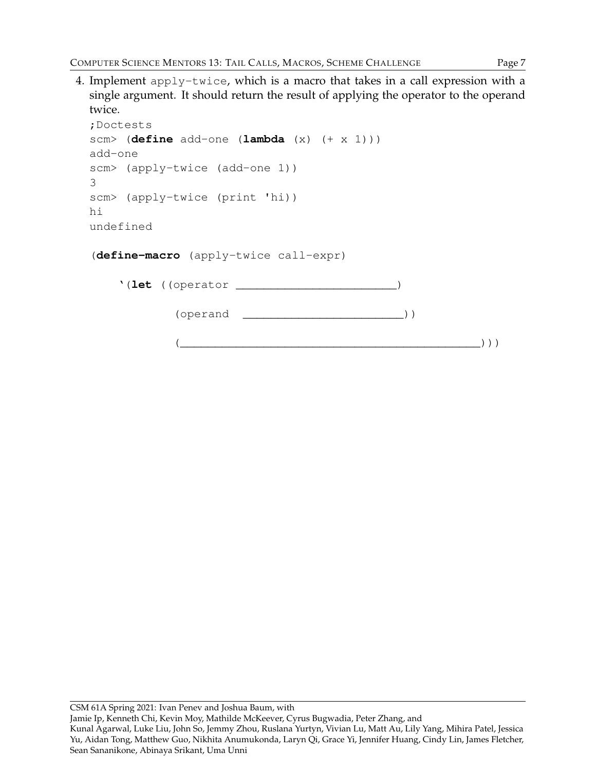4. Implement `apply-twice`, which is a macro that takes in a call expression with a single argument. It should return the result of applying the operator to the operand twice.

```
;Doctests
scm> (define add-one (lambda (x) (+ x 1)))
add-one
scm> (apply-twice (add-one 1))
3
scm> (apply-twice (print 'hi))
hi
undefined

(define-macro (apply-twice call-expr)

    `(let ((operator ________________________)

           (operand  ________________________))

           (_____________________________________________)))
```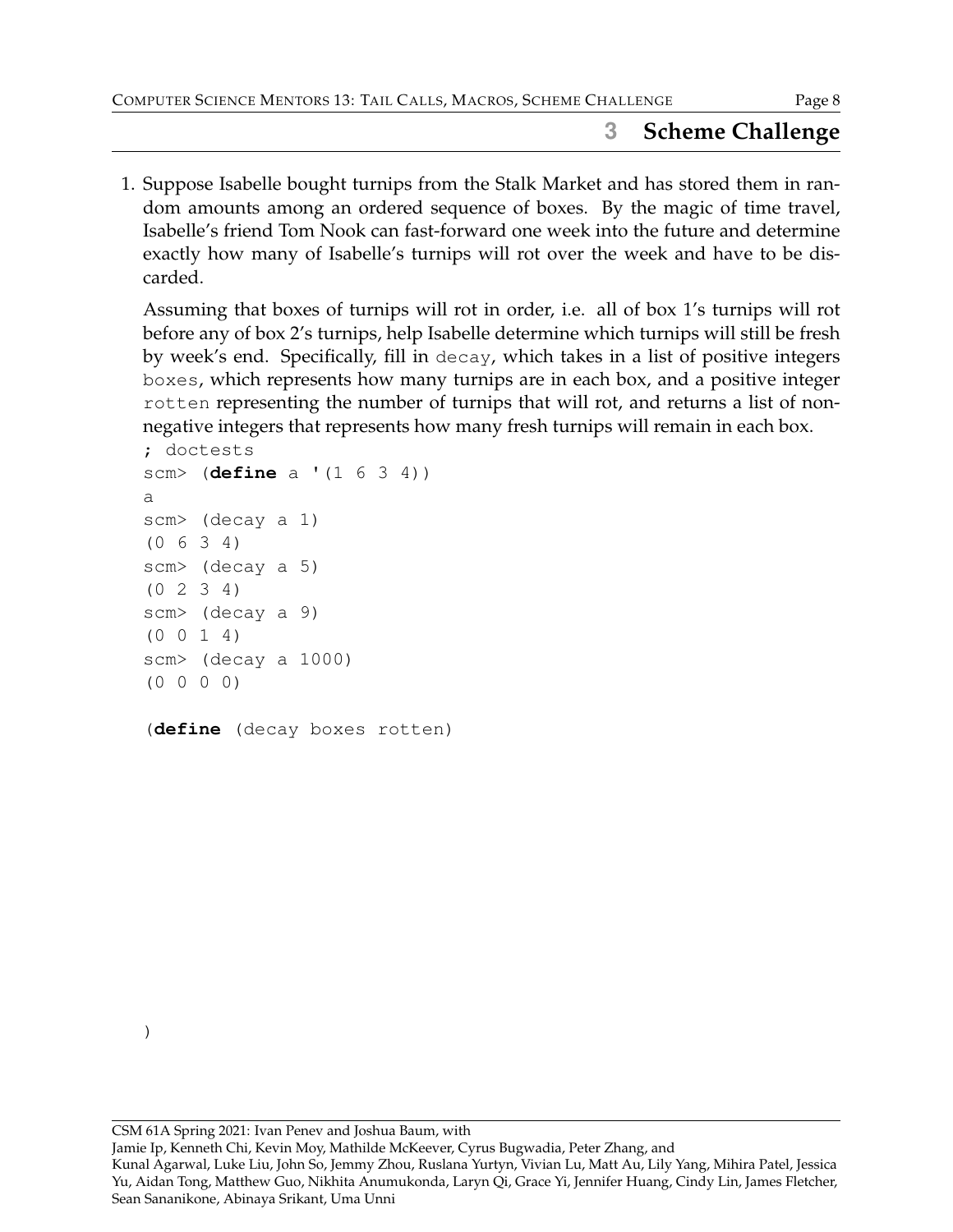## 3 Scheme Challenge

1. Suppose Isabelle bought turnips from the Stalk Market and has stored them in random amounts among an ordered sequence of boxes. By the magic of time travel, Isabelle's friend Tom Nook can fast-forward one week into the future and determine exactly how many of Isabelle's turnips will rot over the week and have to be discarded.

   Assuming that boxes of turnips will rot in order, i.e. all of box 1's turnips will rot before any of box 2's turnips, help Isabelle determine which turnips will still be fresh by week's end. Specifically, fill in `decay`, which takes in a list of positive integers `boxes`, which represents how many turnips are in each box, and a positive integer `rotten` representing the number of turnips that will rot, and returns a list of non-negative integers that represents how many fresh turnips will remain in each box.

```
; doctests
scm> (define a '(1 6 3 4))
a
scm> (decay a 1)
(0 6 3 4)
scm> (decay a 5)
(0 2 3 4)
scm> (decay a 9)
(0 0 1 4)
scm> (decay a 1000)
(0 0 0 0)

(define (decay boxes rotten)








)
```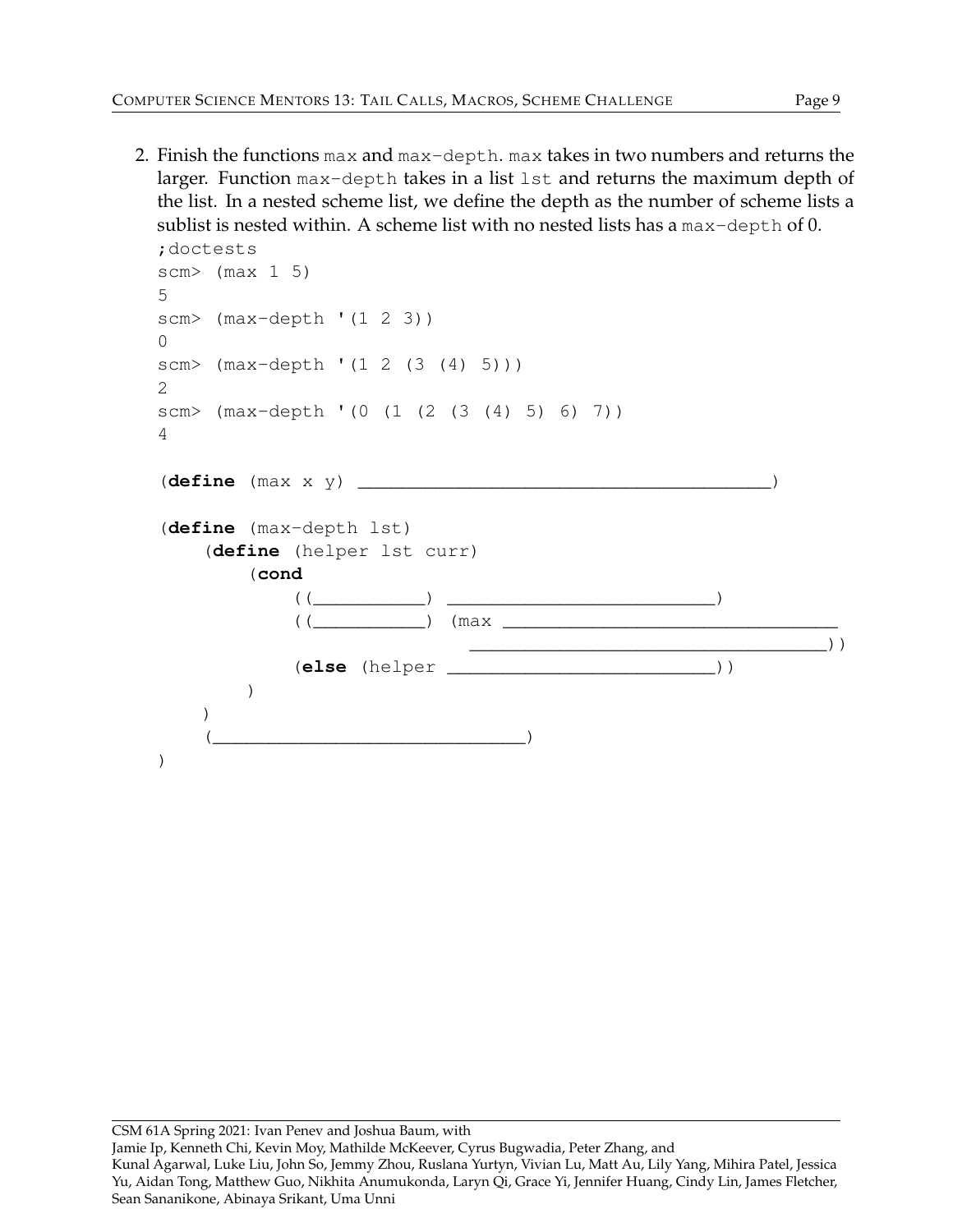2. Finish the functions `max` and `max-depth`. `max` takes in two numbers and returns the larger. Function `max-depth` takes in a list `lst` and returns the maximum depth of the list. In a nested scheme list, we define the depth as the number of scheme lists a sublist is nested within. A scheme list with no nested lists has a `max-depth` of 0.

```
;doctests
scm> (max 1 5)
5
scm> (max-depth '(1 2 3))
0
scm> (max-depth '(1 2 (3 (4) 5)))
2
scm> (max-depth '(0 (1 (2 (3 (4) 5) 6) 7))
4

(define (max x y) ________________________________________)

(define (max-depth lst)
    (define (helper lst curr)
        (cond
            ((__________) ____________________________)
            ((__________) (max ___________________________________
                              ______________________________________))
            (else (helper ___________________________))
        )
    )
    (________________________________)
)
```